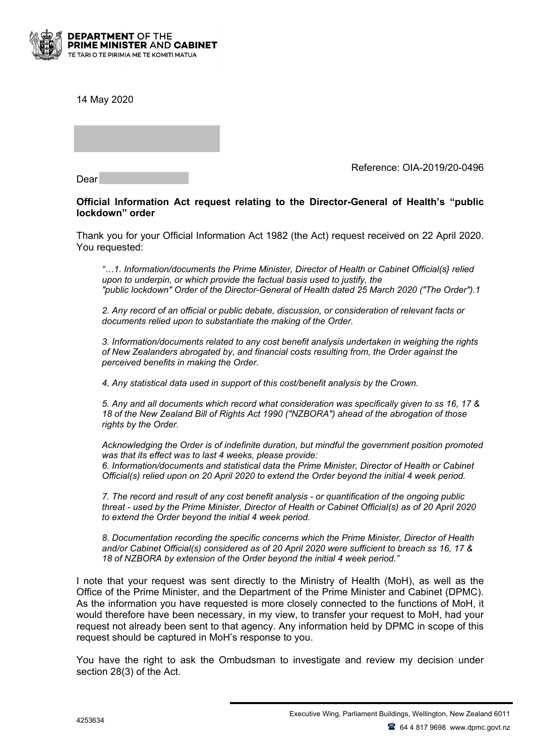**DEPARTMENT OF THE PRIME MINISTER AND CABINET**
TE TARI O TE PIRIMIA ME TE KOMITI MATUA

14 May 2020

Reference: OIA-2019/20-0496

Dear

**Official Information Act request relating to the Director-General of Health's "public lockdown" order**

Thank you for your Official Information Act 1982 (the Act) request received on 22 April 2020. You requested:

> *"…1. Information/documents the Prime Minister, Director of Health or Cabinet Official(s} relied upon to underpin, or which provide the factual basis used to justify, the "public lockdown" Order of the Director-General of Health dated 25 March 2020 ("The Order").1*
>
> *2. Any record of an official or public debate, discussion, or consideration of relevant facts or documents relied upon to substantiate the making of the Order.*
>
> *3. Information/documents related to any cost benefit analysis undertaken in weighing the rights of New Zealanders abrogated by, and financial costs resulting from, the Order against the perceived benefits in making the Order.*
>
> *4. Any statistical data used in support of this cost/benefit analysis by the Crown.*
>
> *5. Any and all documents which record what consideration was specifically given to ss 16, 17 & 18 of the New Zealand Bill of Rights Act 1990 ("NZBORA") ahead of the abrogation of those rights by the Order.*
>
> *Acknowledging the Order is of indefinite duration, but mindful the government position promoted was that its effect was to last 4 weeks, please provide:*
> *6. Information/documents and statistical data the Prime Minister, Director of Health or Cabinet Official(s) relied upon on 20 April 2020 to extend the Order beyond the initial 4 week period.*
>
> *7. The record and result of any cost benefit analysis - or quantification of the ongoing public threat - used by the Prime Minister, Director of Health or Cabinet Official(s) as of 20 April 2020 to extend the Order beyond the initial 4 week period.*
>
> *8. Documentation recording the specific concerns which the Prime Minister, Director of Health and/or Cabinet Official(s) considered as of 20 April 2020 were sufficient to breach ss 16, 17 & 18 of NZBORA by extension of the Order beyond the initial 4 week period."*

I note that your request was sent directly to the Ministry of Health (MoH), as well as the Office of the Prime Minister, and the Department of the Prime Minister and Cabinet (DPMC). As the information you have requested is more closely connected to the functions of MoH, it would therefore have been necessary, in my view, to transfer your request to MoH, had your request not already been sent to that agency. Any information held by DPMC in scope of this request should be captured in MoH's response to you.

You have the right to ask the Ombudsman to investigate and review my decision under section 28(3) of the Act.

4253634

Executive Wing, Parliament Buildings, Wellington, New Zealand 6011
64 4 817 9698 www.dpmc.govt.nz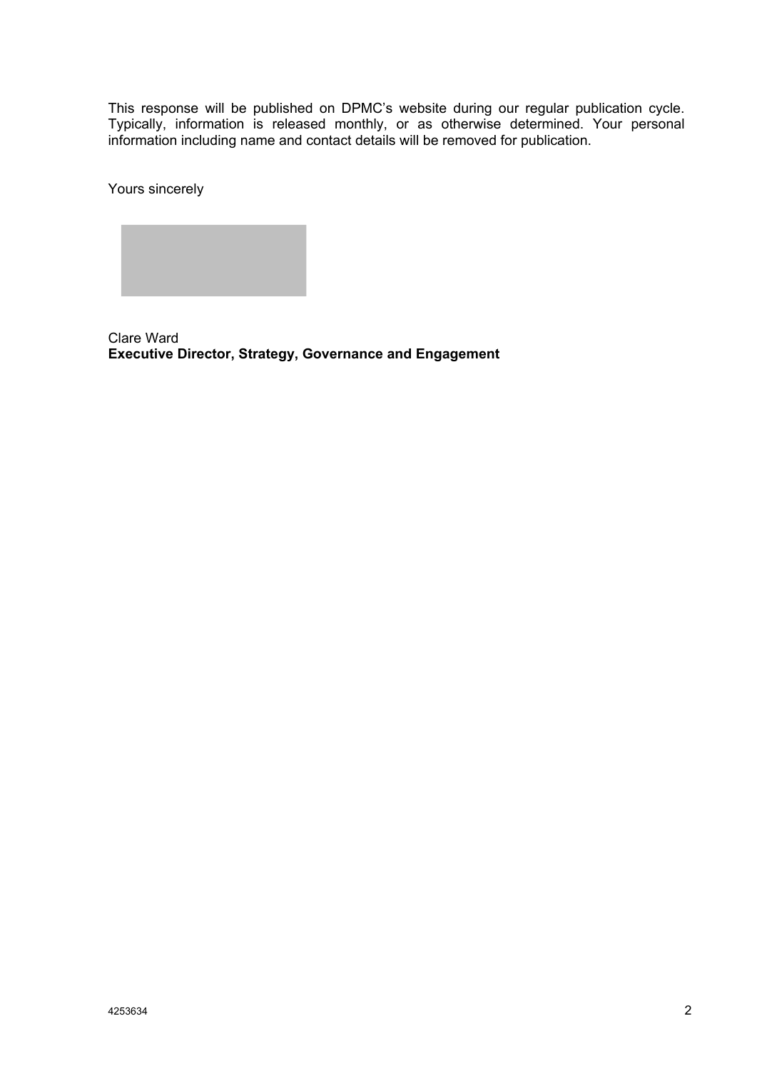This response will be published on DPMC's website during our regular publication cycle. Typically, information is released monthly, or as otherwise determined. Your personal information including name and contact details will be removed for publication.

Yours sincerely

Clare Ward
**Executive Director, Strategy, Governance and Engagement**

4253634